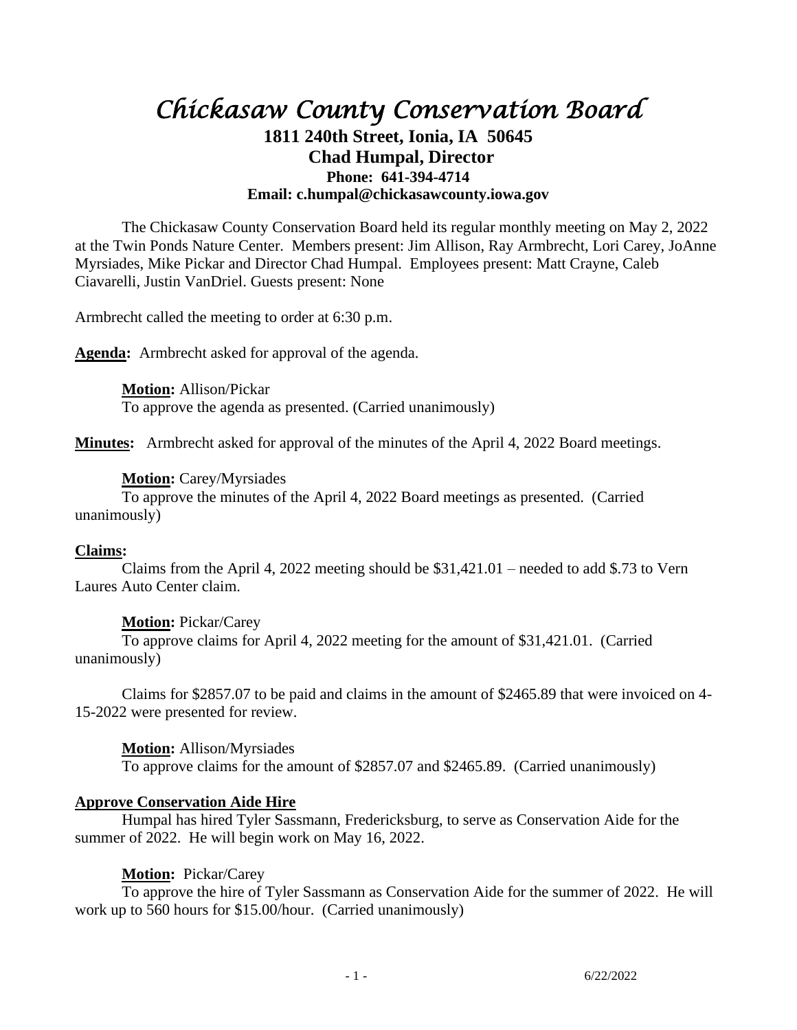# *Chickasaw County Conservation Board*

**1811 240th Street, Ionia, IA 50645**
**Chad Humpal, Director**
**Phone: 641-394-4714**
**Email: c.humpal@chickasawcounty.iowa.gov**

The Chickasaw County Conservation Board held its regular monthly meeting on May 2, 2022 at the Twin Ponds Nature Center. Members present: Jim Allison, Ray Armbrecht, Lori Carey, JoAnne Myrsiades, Mike Pickar and Director Chad Humpal. Employees present: Matt Crayne, Caleb Ciavarelli, Justin VanDriel. Guests present: None

Armbrecht called the meeting to order at 6:30 p.m.

**Agenda:** Armbrecht asked for approval of the agenda.

**Motion:** Allison/Pickar
To approve the agenda as presented. (Carried unanimously)

**Minutes:** Armbrecht asked for approval of the minutes of the April 4, 2022 Board meetings.

**Motion:** Carey/Myrsiades
To approve the minutes of the April 4, 2022 Board meetings as presented. (Carried unanimously)

**Claims:**

Claims from the April 4, 2022 meeting should be $31,421.01 – needed to add $.73 to Vern Laures Auto Center claim.

**Motion:** Pickar/Carey
To approve claims for April 4, 2022 meeting for the amount of $31,421.01. (Carried unanimously)

Claims for $2857.07 to be paid and claims in the amount of $2465.89 that were invoiced on 4-15-2022 were presented for review.

**Motion:** Allison/Myrsiades
To approve claims for the amount of $2857.07 and $2465.89. (Carried unanimously)

**Approve Conservation Aide Hire**

Humpal has hired Tyler Sassmann, Fredericksburg, to serve as Conservation Aide for the summer of 2022. He will begin work on May 16, 2022.

**Motion:** Pickar/Carey
To approve the hire of Tyler Sassmann as Conservation Aide for the summer of 2022. He will work up to 560 hours for $15.00/hour. (Carried unanimously)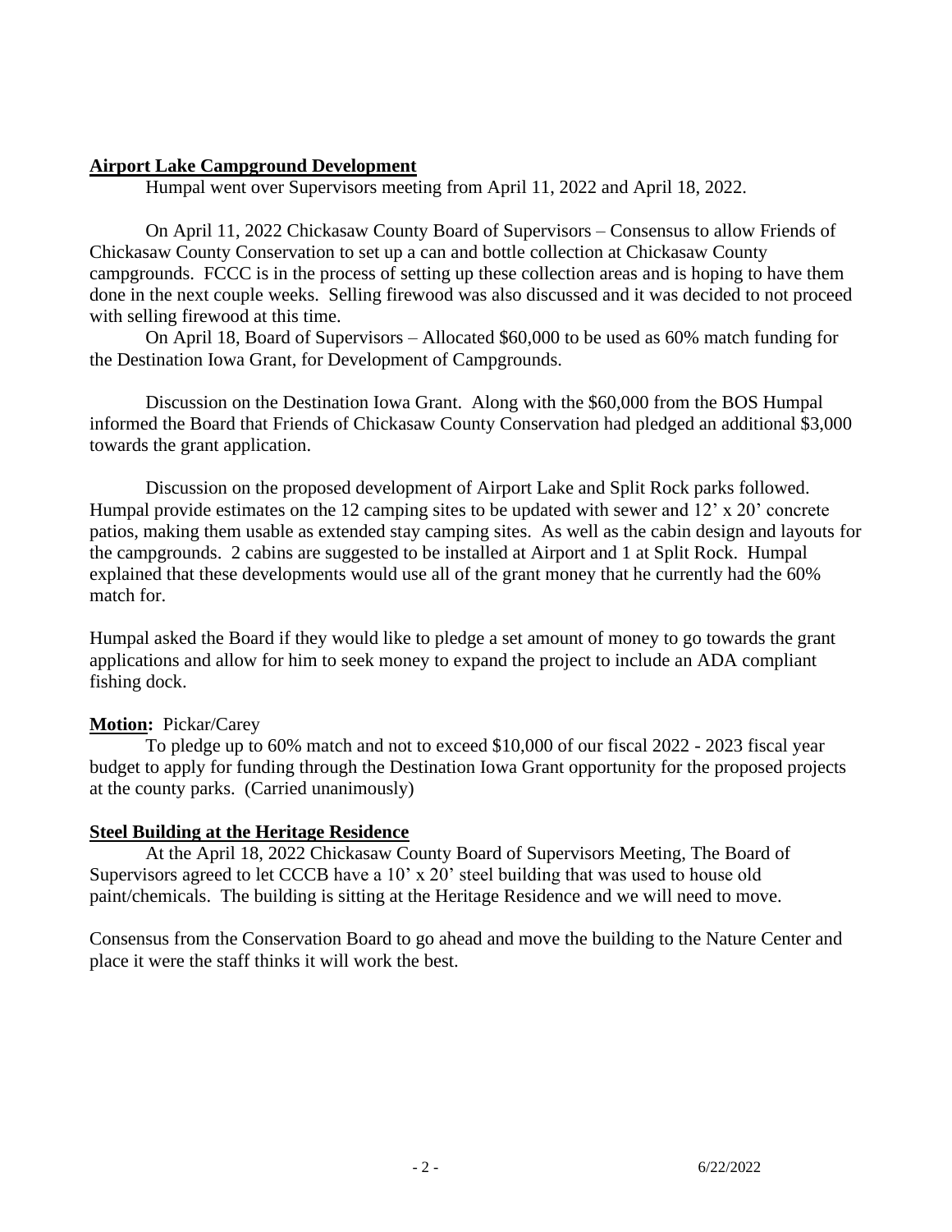**Airport Lake Campground Development**

Humpal went over Supervisors meeting from April 11, 2022 and April 18, 2022.

On April 11, 2022 Chickasaw County Board of Supervisors – Consensus to allow Friends of Chickasaw County Conservation to set up a can and bottle collection at Chickasaw County campgrounds. FCCC is in the process of setting up these collection areas and is hoping to have them done in the next couple weeks. Selling firewood was also discussed and it was decided to not proceed with selling firewood at this time.

On April 18, Board of Supervisors – Allocated $60,000 to be used as 60% match funding for the Destination Iowa Grant, for Development of Campgrounds.

Discussion on the Destination Iowa Grant. Along with the $60,000 from the BOS Humpal informed the Board that Friends of Chickasaw County Conservation had pledged an additional $3,000 towards the grant application.

Discussion on the proposed development of Airport Lake and Split Rock parks followed. Humpal provide estimates on the 12 camping sites to be updated with sewer and 12' x 20' concrete patios, making them usable as extended stay camping sites. As well as the cabin design and layouts for the campgrounds. 2 cabins are suggested to be installed at Airport and 1 at Split Rock. Humpal explained that these developments would use all of the grant money that he currently had the 60% match for.

Humpal asked the Board if they would like to pledge a set amount of money to go towards the grant applications and allow for him to seek money to expand the project to include an ADA compliant fishing dock.

**Motion:** Pickar/Carey

To pledge up to 60% match and not to exceed $10,000 of our fiscal 2022 - 2023 fiscal year budget to apply for funding through the Destination Iowa Grant opportunity for the proposed projects at the county parks. (Carried unanimously)

**Steel Building at the Heritage Residence**

At the April 18, 2022 Chickasaw County Board of Supervisors Meeting, The Board of Supervisors agreed to let CCCB have a 10' x 20' steel building that was used to house old paint/chemicals. The building is sitting at the Heritage Residence and we will need to move.

Consensus from the Conservation Board to go ahead and move the building to the Nature Center and place it were the staff thinks it will work the best.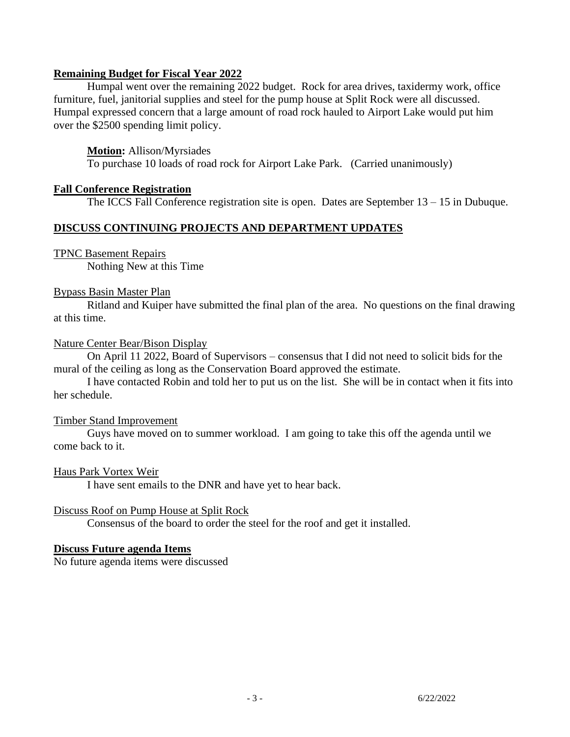## Remaining Budget for Fiscal Year 2022

Humpal went over the remaining 2022 budget. Rock for area drives, taxidermy work, office furniture, fuel, janitorial supplies and steel for the pump house at Split Rock were all discussed. Humpal expressed concern that a large amount of road rock hauled to Airport Lake would put him over the $2500 spending limit policy.

**Motion:** Allison/Myrsiades
To purchase 10 loads of road rock for Airport Lake Park. (Carried unanimously)

## Fall Conference Registration

The ICCS Fall Conference registration site is open. Dates are September 13 – 15 in Dubuque.

## DISCUSS CONTINUING PROJECTS AND DEPARTMENT UPDATES

### TPNC Basement Repairs

Nothing New at this Time

### Bypass Basin Master Plan

Ritland and Kuiper have submitted the final plan of the area. No questions on the final drawing at this time.

### Nature Center Bear/Bison Display

On April 11 2022, Board of Supervisors – consensus that I did not need to solicit bids for the mural of the ceiling as long as the Conservation Board approved the estimate.

I have contacted Robin and told her to put us on the list. She will be in contact when it fits into her schedule.

### Timber Stand Improvement

Guys have moved on to summer workload. I am going to take this off the agenda until we come back to it.

### Haus Park Vortex Weir

I have sent emails to the DNR and have yet to hear back.

### Discuss Roof on Pump House at Split Rock

Consensus of the board to order the steel for the roof and get it installed.

## Discuss Future agenda Items

No future agenda items were discussed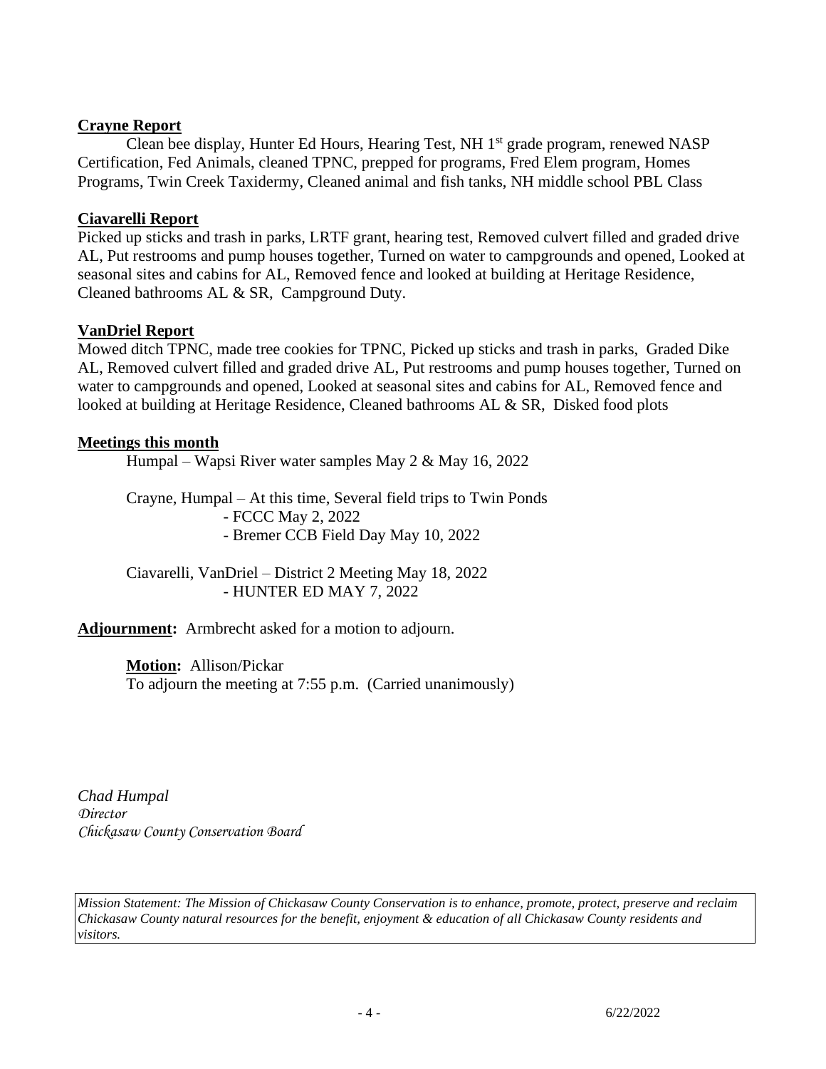**Crayne Report**

Clean bee display, Hunter Ed Hours, Hearing Test, NH 1st grade program, renewed NASP Certification, Fed Animals, cleaned TPNC, prepped for programs, Fred Elem program, Homes Programs, Twin Creek Taxidermy, Cleaned animal and fish tanks, NH middle school PBL Class

**Ciavarelli Report**

Picked up sticks and trash in parks, LRTF grant, hearing test, Removed culvert filled and graded drive AL, Put restrooms and pump houses together, Turned on water to campgrounds and opened, Looked at seasonal sites and cabins for AL, Removed fence and looked at building at Heritage Residence, Cleaned bathrooms AL & SR, Campground Duty.

**VanDriel Report**

Mowed ditch TPNC, made tree cookies for TPNC, Picked up sticks and trash in parks, Graded Dike AL, Removed culvert filled and graded drive AL, Put restrooms and pump houses together, Turned on water to campgrounds and opened, Looked at seasonal sites and cabins for AL, Removed fence and looked at building at Heritage Residence, Cleaned bathrooms AL & SR, Disked food plots

**Meetings this month**

Humpal – Wapsi River water samples May 2 & May 16, 2022

Crayne, Humpal – At this time, Several field trips to Twin Ponds
- FCCC May 2, 2022
- Bremer CCB Field Day May 10, 2022

Ciavarelli, VanDriel – District 2 Meeting May 18, 2022
- HUNTER ED MAY 7, 2022

**Adjournment:** Armbrecht asked for a motion to adjourn.

**Motion:** Allison/Pickar
To adjourn the meeting at 7:55 p.m. (Carried unanimously)

*Chad Humpal*
*Director*
*Chickasaw County Conservation Board*

*Mission Statement: The Mission of Chickasaw County Conservation is to enhance, promote, protect, preserve and reclaim Chickasaw County natural resources for the benefit, enjoyment & education of all Chickasaw County residents and visitors.*